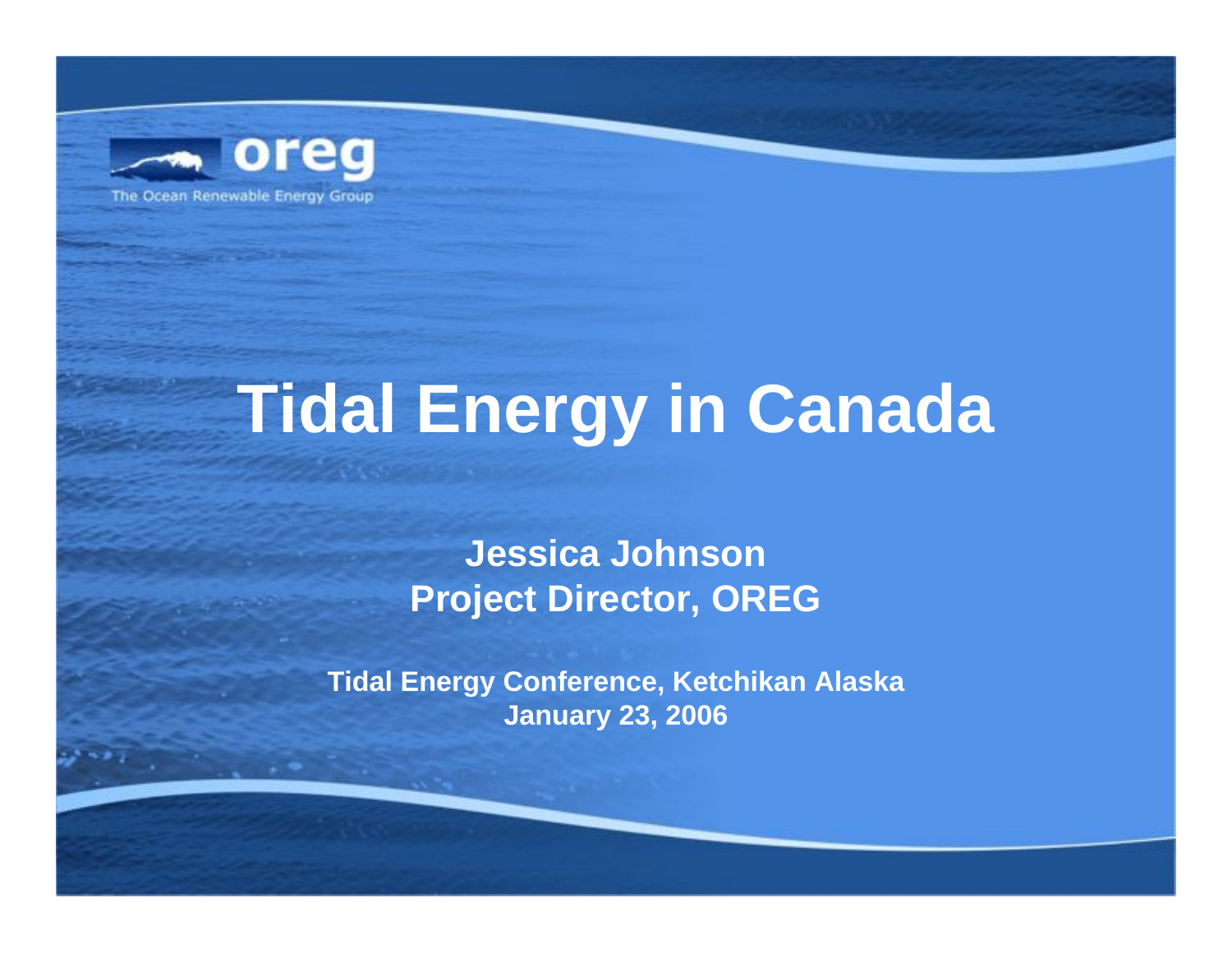oreg

The Ocean Renewable Energy Group

# Tidal Energy in Canada

**Jessica Johnson**
**Project Director, OREG**

**Tidal Energy Conference, Ketchikan Alaska**
**January 23, 2006**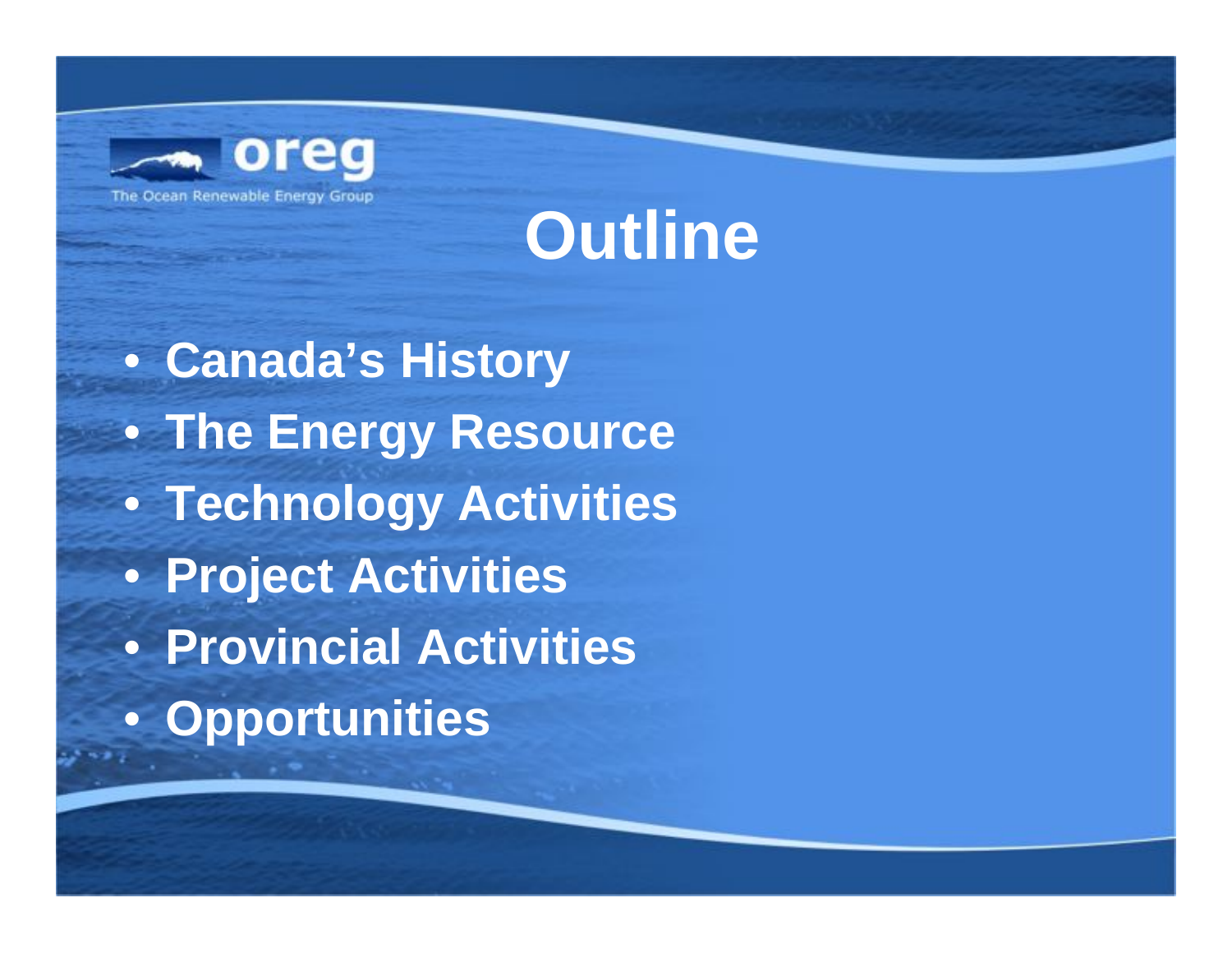oreg

The Ocean Renewable Energy Group

# Outline

- Canada's History
- The Energy Resource
- Technology Activities
- Project Activities
- Provincial Activities
- Opportunities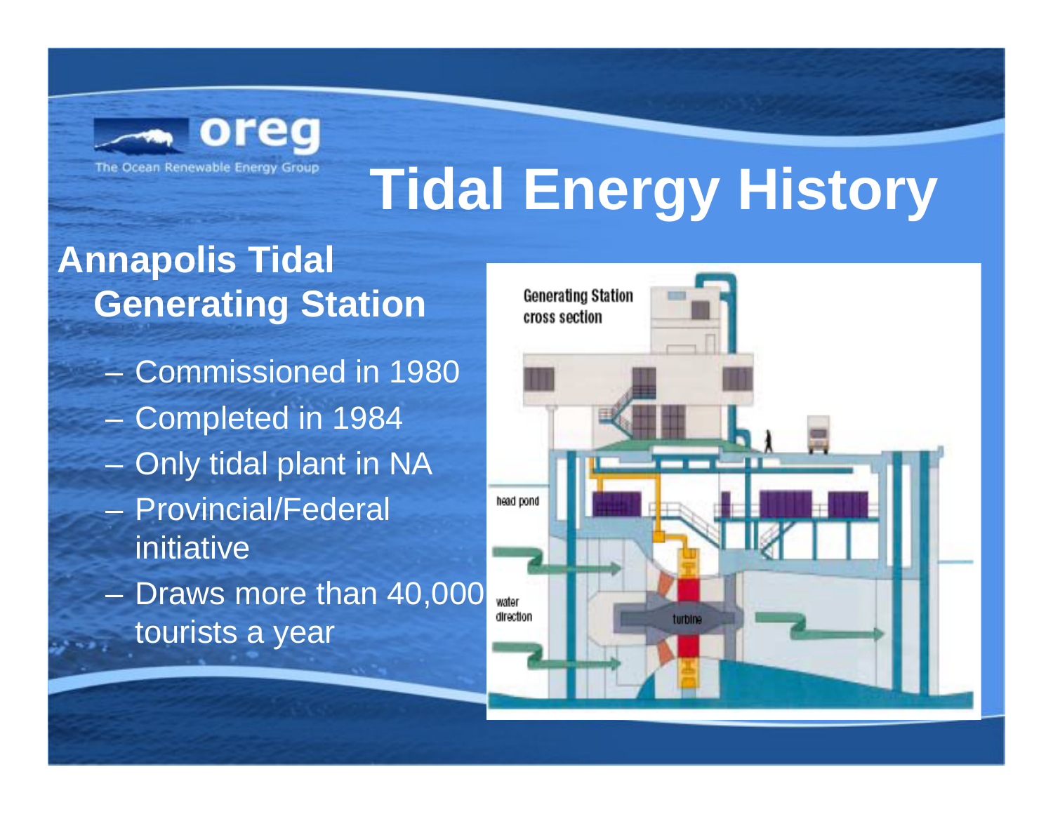# Tidal Energy History

## Annapolis Tidal Generating Station

- Commissioned in 1980
- Completed in 1984
- Only tidal plant in NA
- Provincial/Federal initiative
- Draws more than 40,000 tourists a year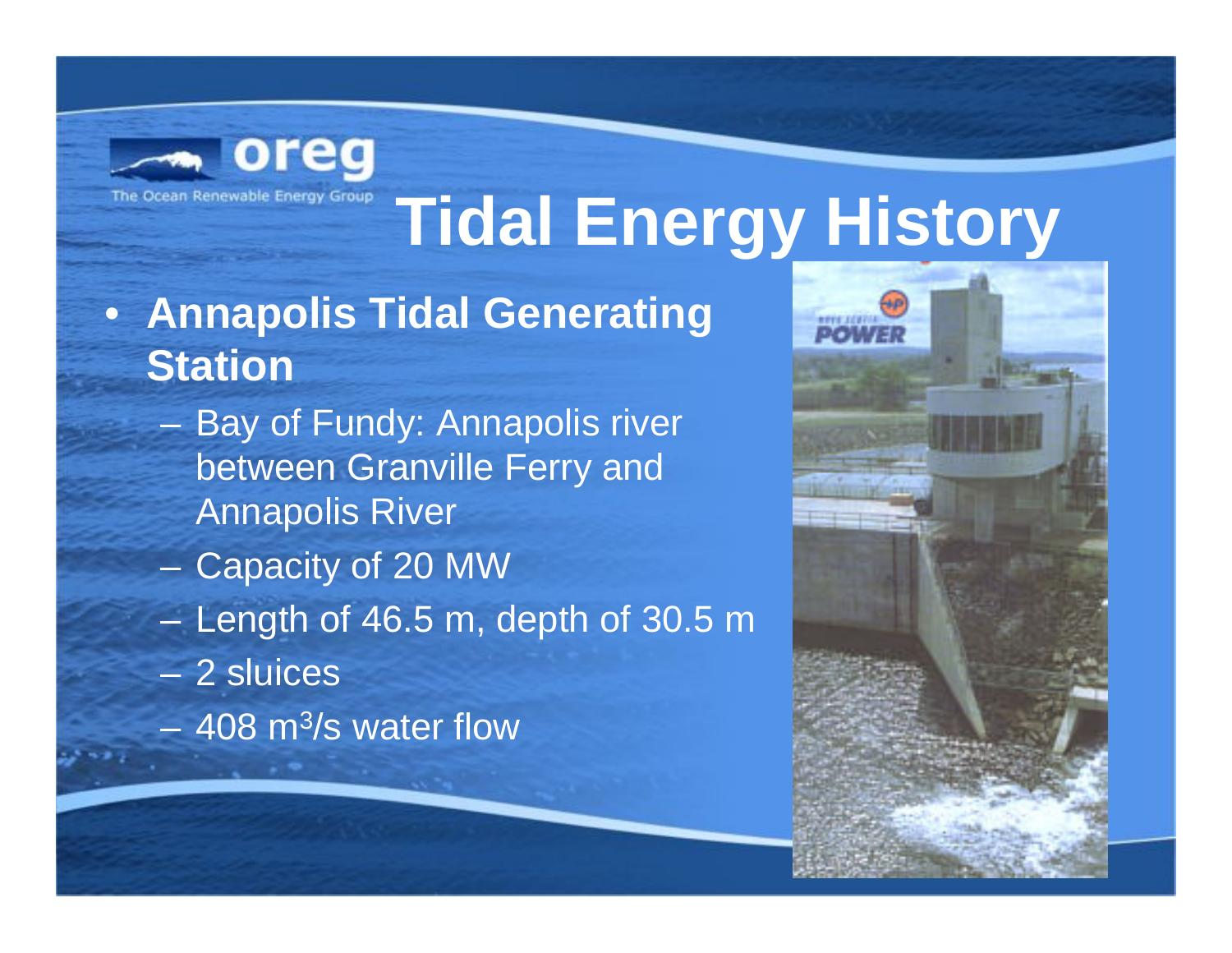# Tidal Energy History

- **Annapolis Tidal Generating Station**
  - Bay of Fundy: Annapolis river between Granville Ferry and Annapolis River
  - Capacity of 20 MW
  - Length of 46.5 m, depth of 30.5 m
  - 2 sluices
  - 408 $m^3/s$ water flow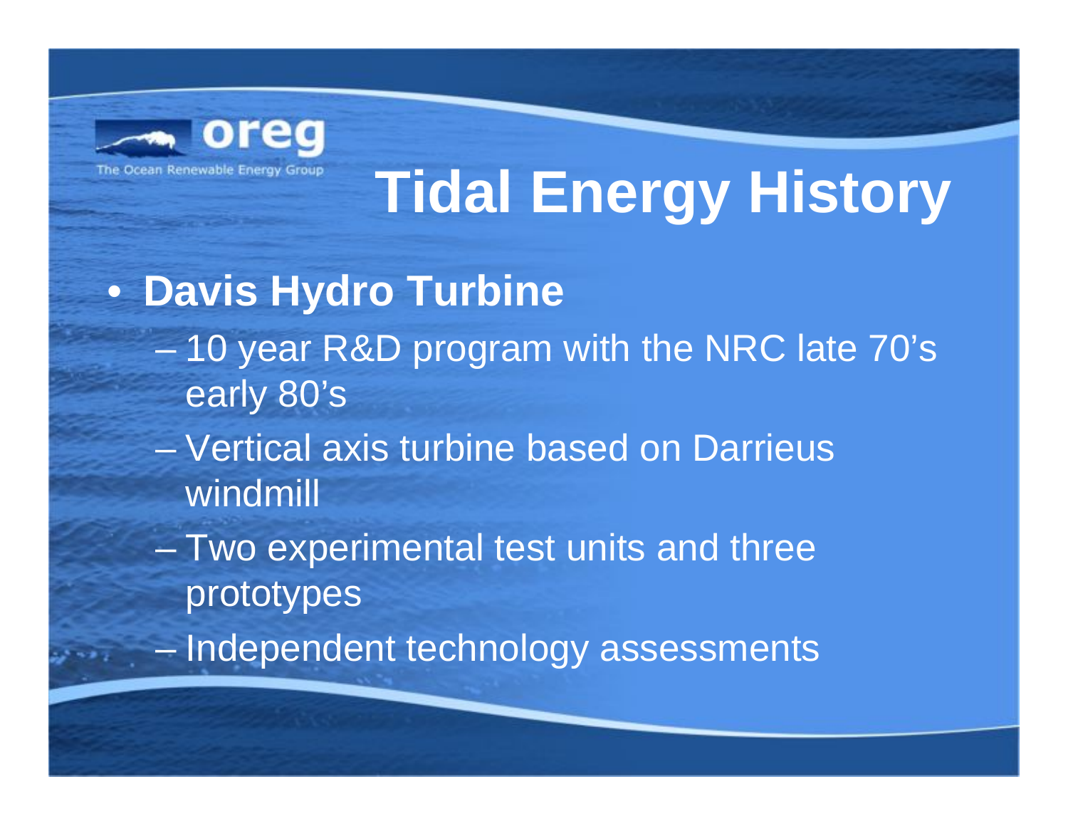oreg

The Ocean Renewable Energy Group

# Tidal Energy History

- **Davis Hydro Turbine**
  - 10 year R&D program with the NRC late 70's early 80's
  - Vertical axis turbine based on Darrieus windmill
  - Two experimental test units and three prototypes
  - Independent technology assessments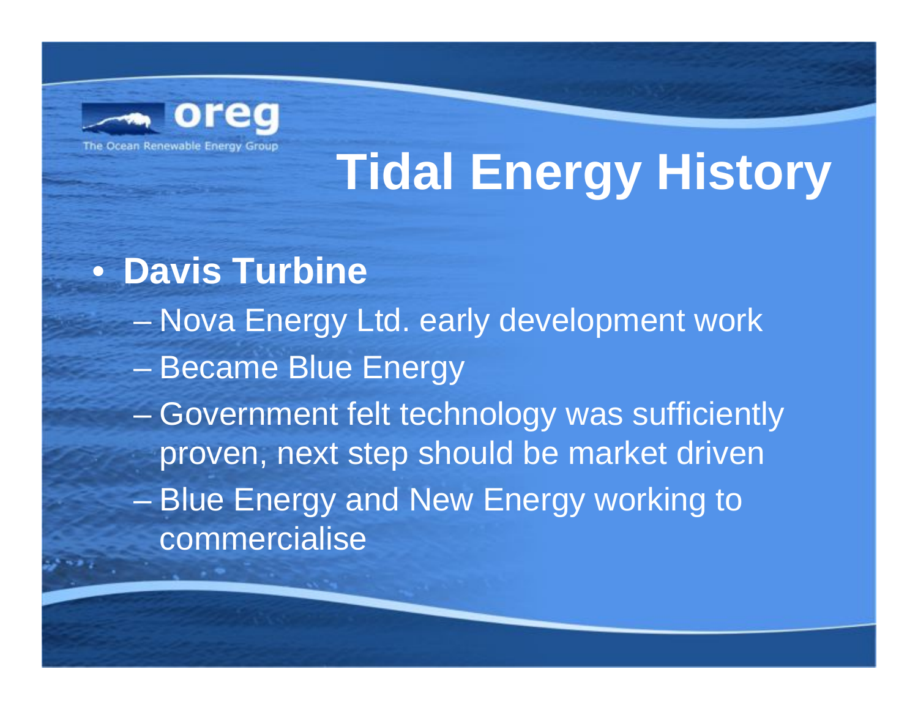# Tidal Energy History

- **Davis Turbine**
  - Nova Energy Ltd. early development work
  - Became Blue Energy
  - Government felt technology was sufficiently proven, next step should be market driven
  - Blue Energy and New Energy working to commercialise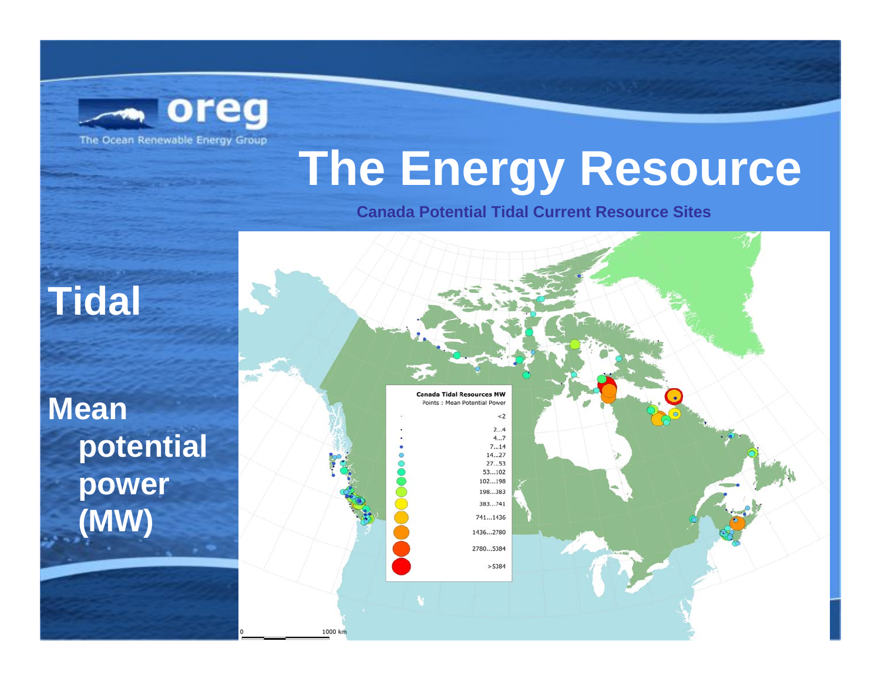# The Energy Resource

**Canada Potential Tidal Current Resource Sites**

## Tidal

**Mean potential power (MW)**

Canada Tidal Resources MW
Points : Mean Potential Power

<2
2...4
4...7
7...14
14...27
27...53
53...102
102...198
198...383
383...741
741...1436
1436...2780
2780...5384
>5384

0 1000 km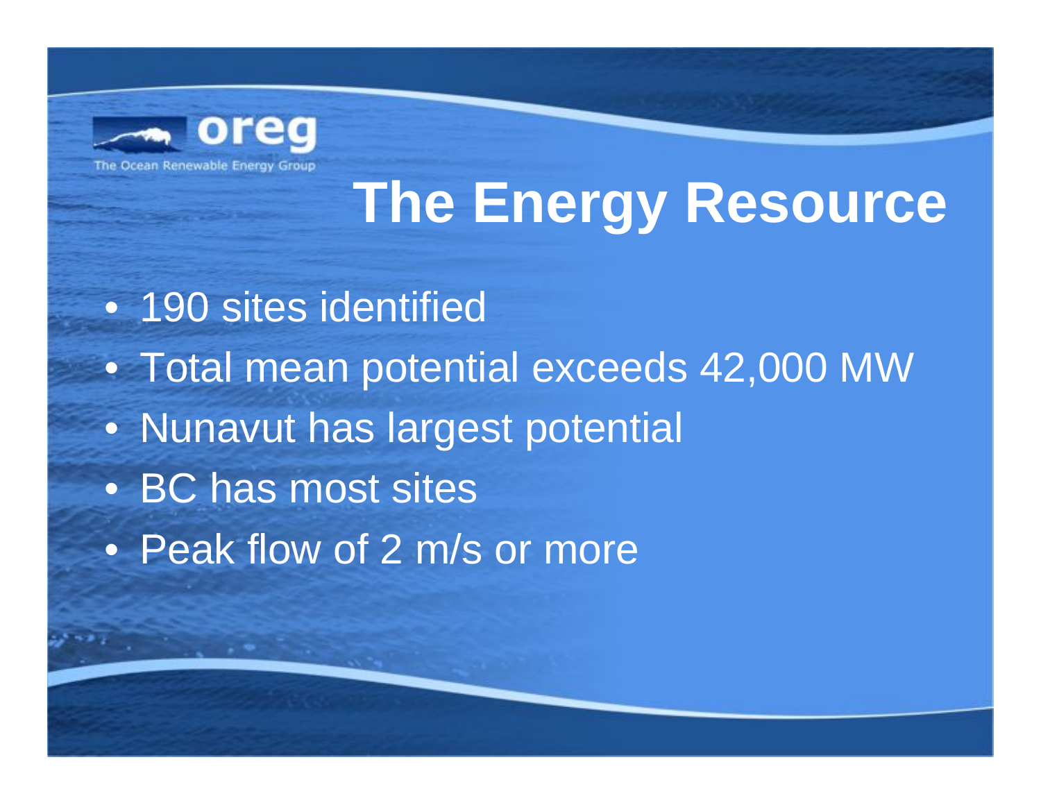# The Energy Resource

- 190 sites identified
- Total mean potential exceeds 42,000 MW
- Nunavut has largest potential
- BC has most sites
- Peak flow of 2 m/s or more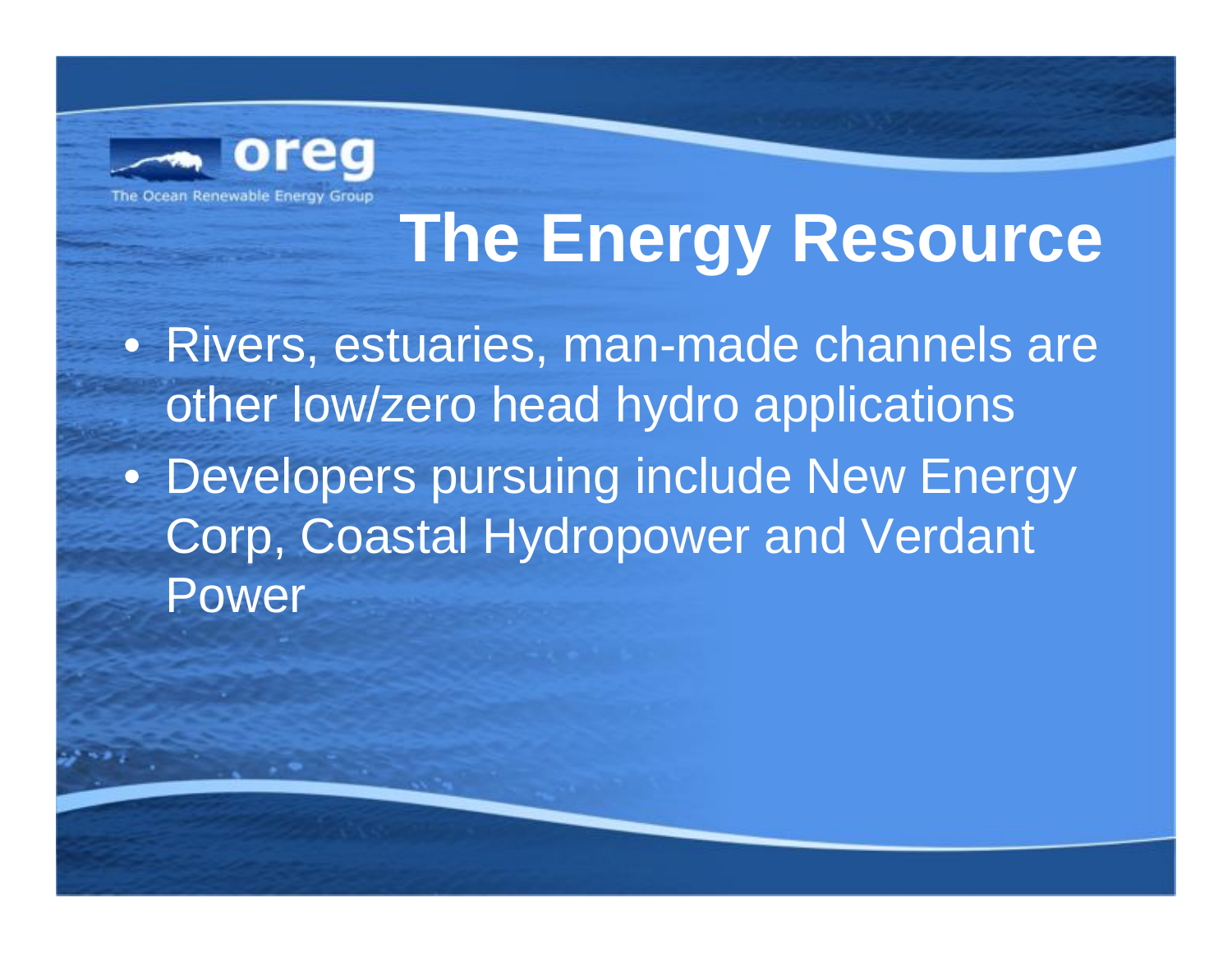# The Energy Resource

- Rivers, estuaries, man-made channels are other low/zero head hydro applications
- Developers pursuing include New Energy Corp, Coastal Hydropower and Verdant Power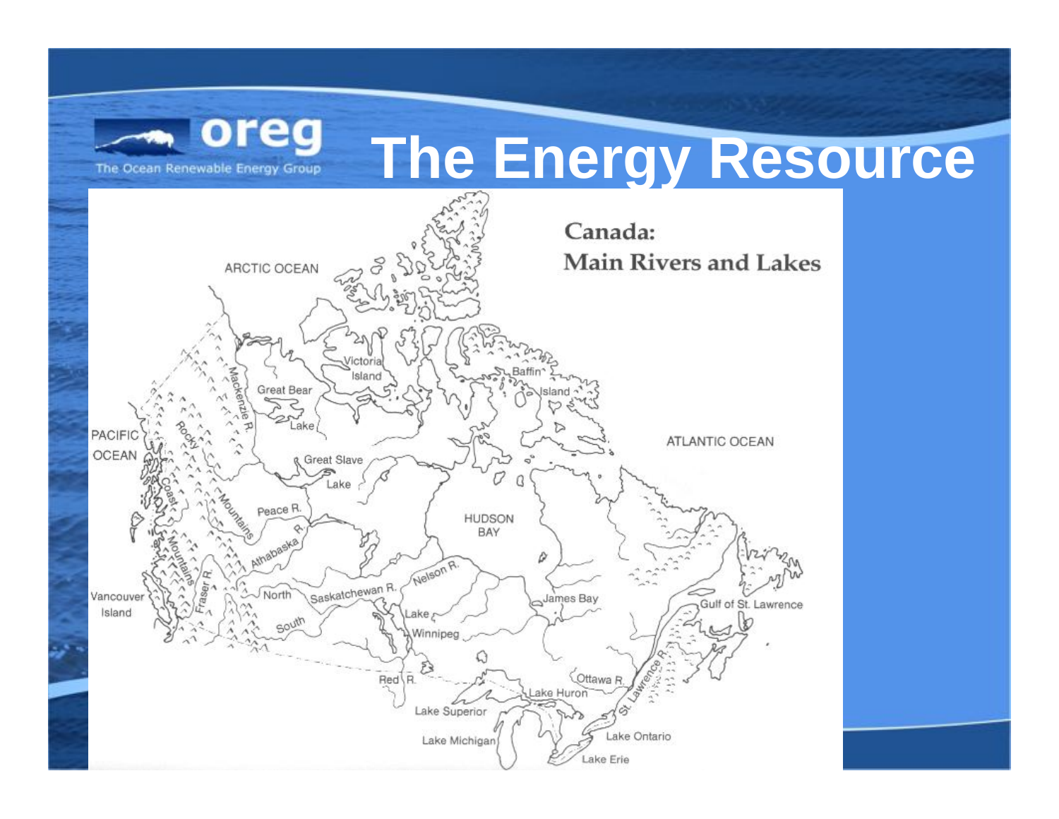# The Energy Resource

**Canada: Main Rivers and Lakes**

ARCTIC OCEAN

PACIFIC OCEAN

ATLANTIC OCEAN

Victoria Island

Baffin Island

Great Bear Lake

Mackenzie R.

Rocky Mountains

Coast Mountains

Great Slave Lake

Peace R.

Athabaska R.

HUDSON BAY

Nelson R.

North Saskatchewan R.

South

Fraser R.

Vancouver Island

Lake Winnipeg

James Bay

Gulf of St. Lawrence

Red R.

Ottawa R.

St. Lawrence R.

Lake Huron

Lake Superior

Lake Michigan

Lake Ontario

Lake Erie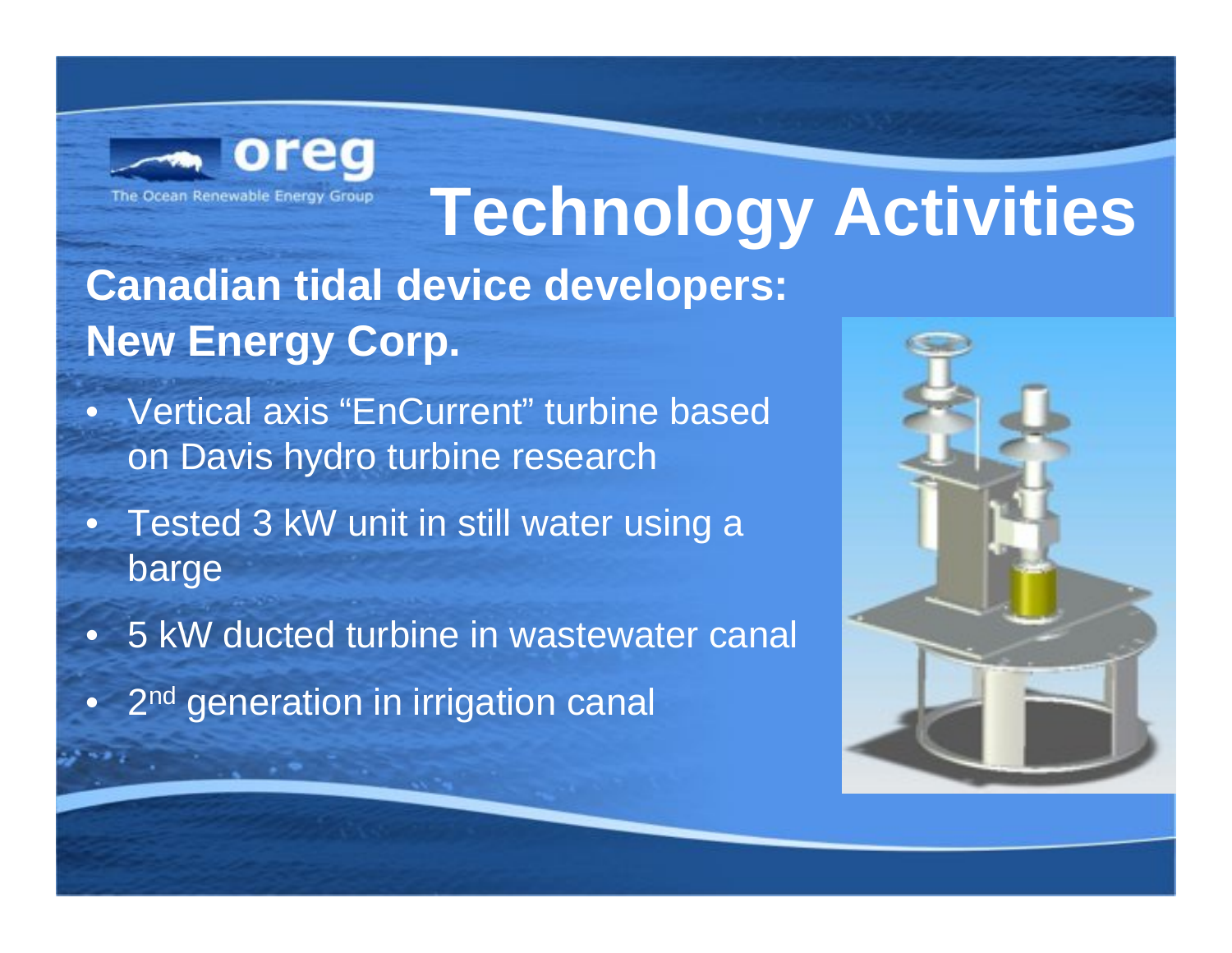# Technology Activities

## Canadian tidal device developers: New Energy Corp.

- Vertical axis "EnCurrent" turbine based on Davis hydro turbine research
- Tested 3 kW unit in still water using a barge
- 5 kW ducted turbine in wastewater canal
- 2nd generation in irrigation canal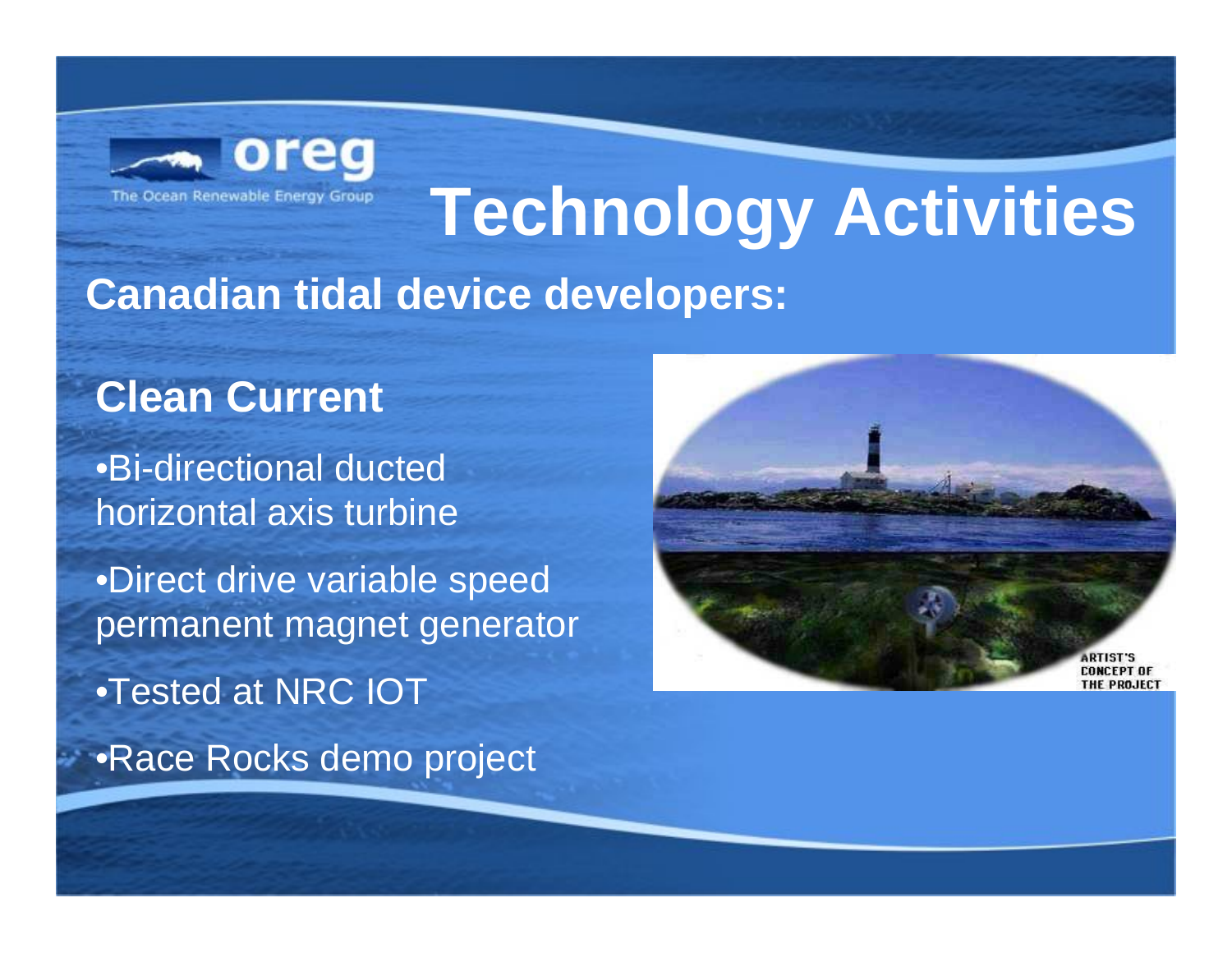# Technology Activities

## Canadian tidal device developers:

### Clean Current

- Bi-directional ducted horizontal axis turbine
- Direct drive variable speed permanent magnet generator
- Tested at NRC IOT
- Race Rocks demo project

ARTIST'S CONCEPT OF THE PROJECT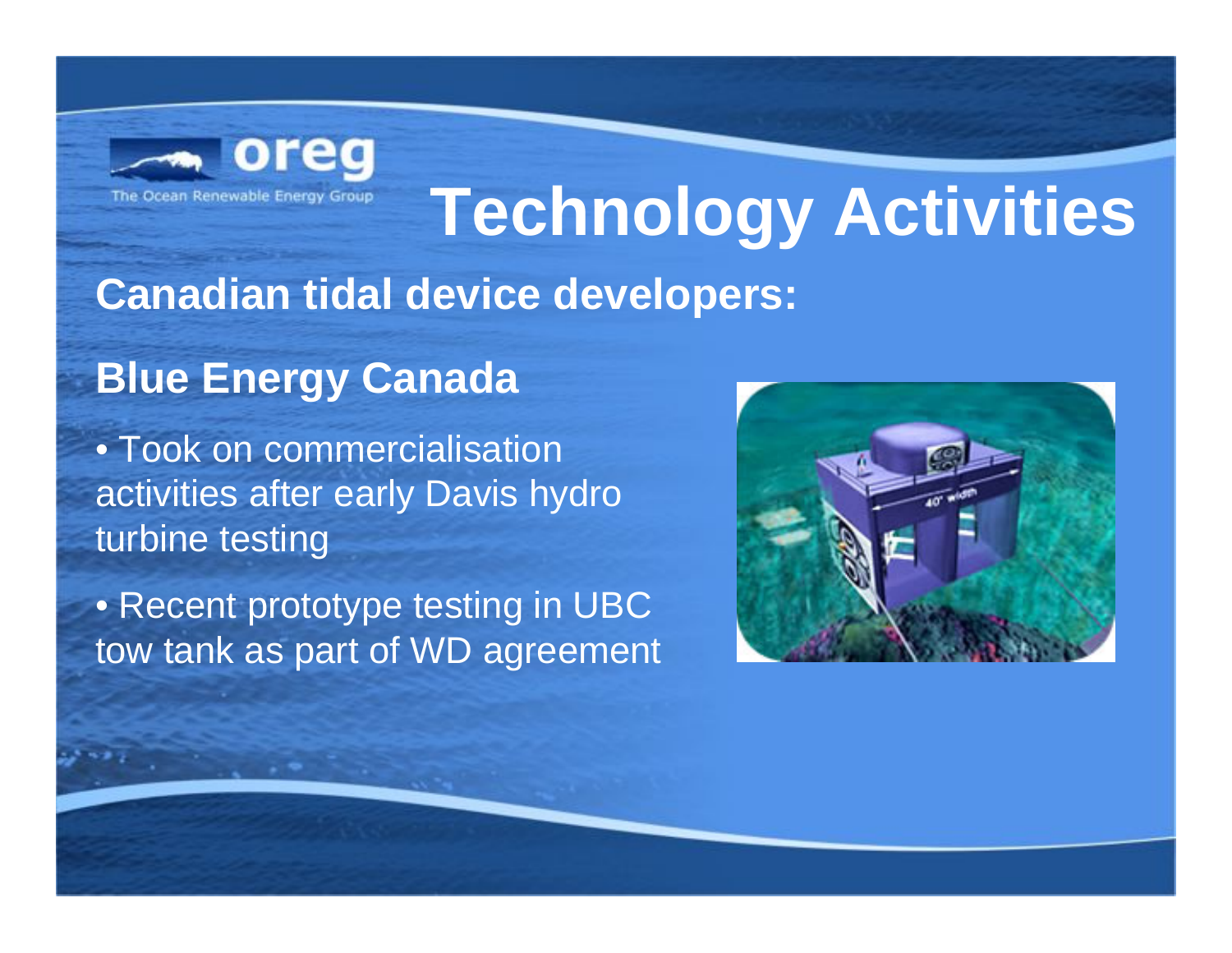# Technology Activities

## Canadian tidal device developers:

### Blue Energy Canada

- Took on commercialisation activities after early Davis hydro turbine testing
- Recent prototype testing in UBC tow tank as part of WD agreement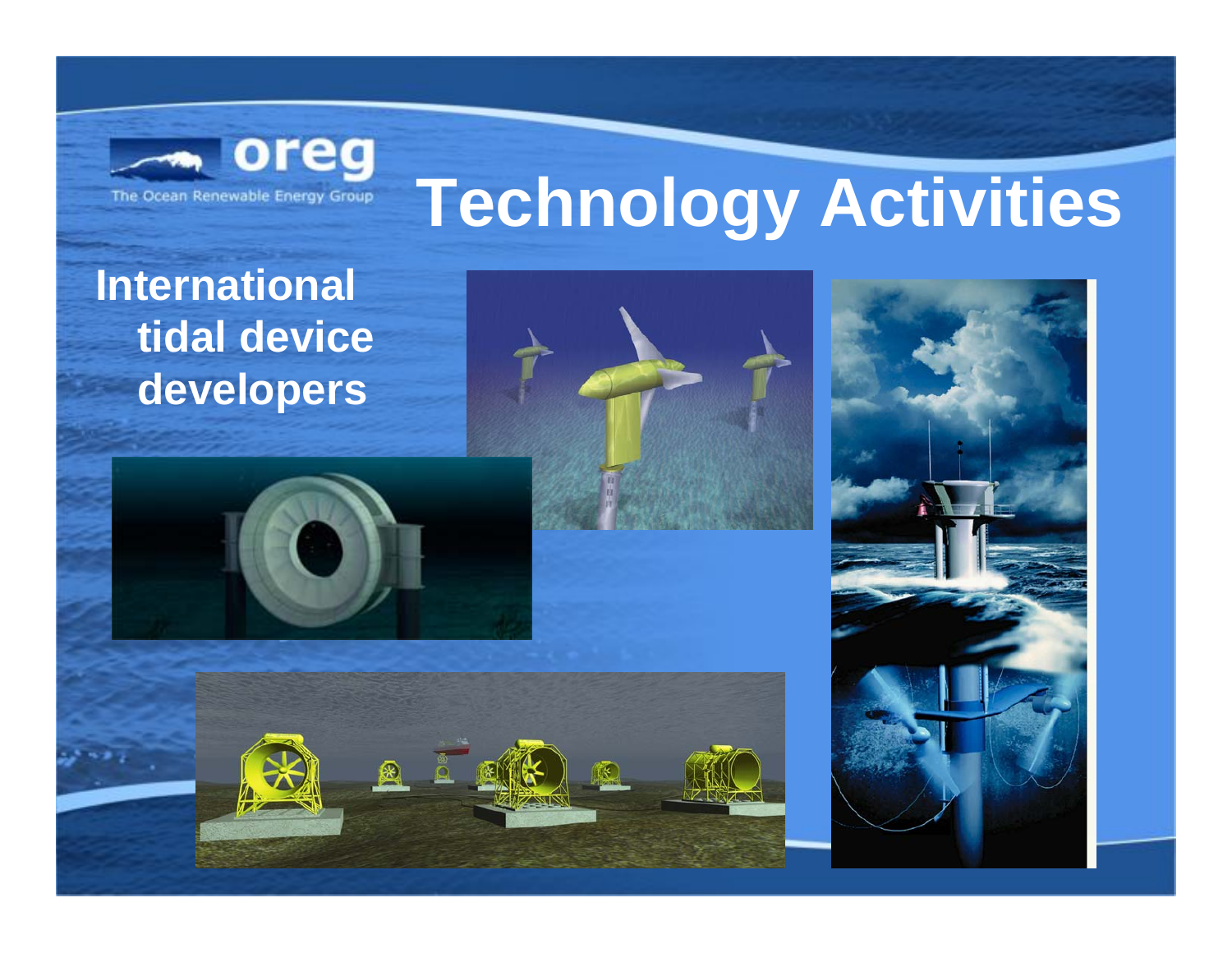# Technology Activities

**International tidal device developers**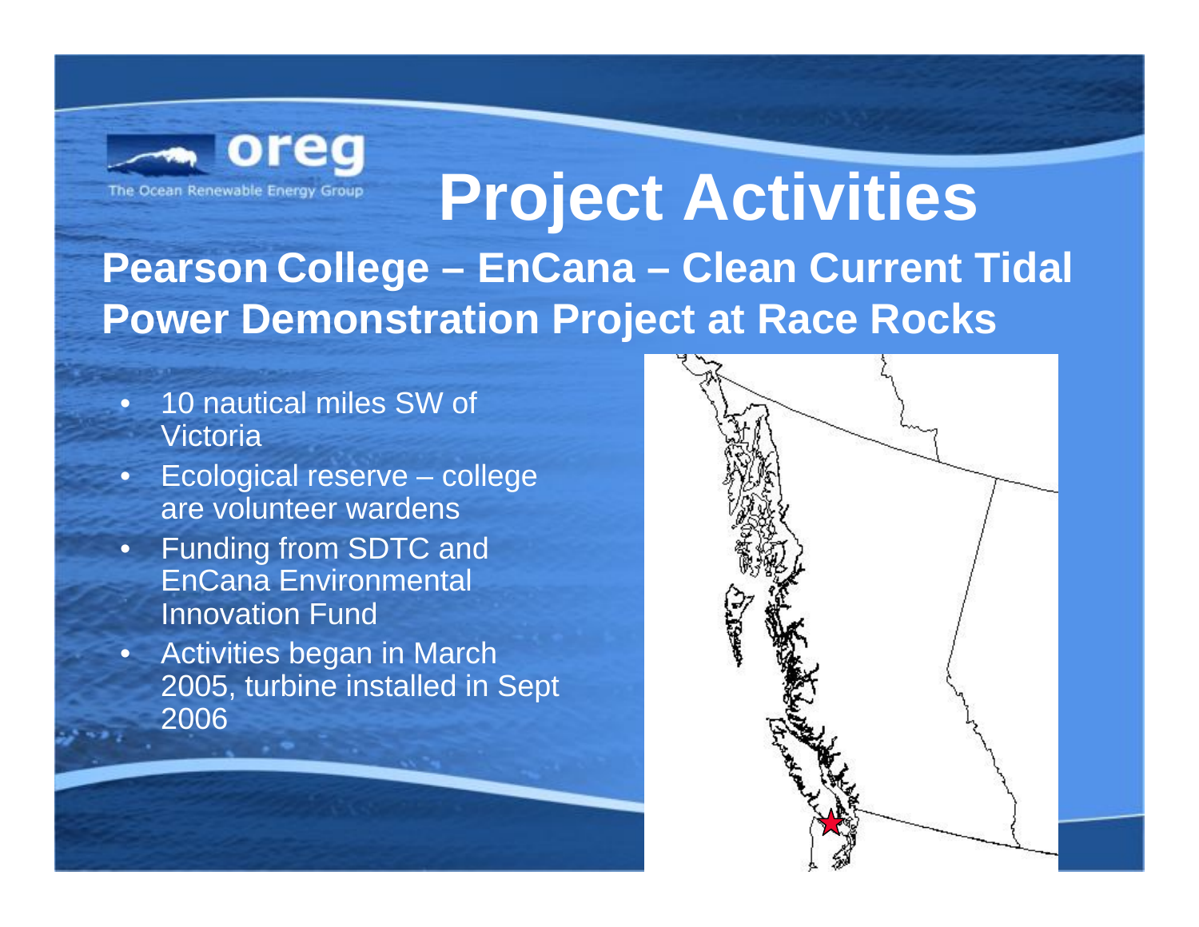oreg

The Ocean Renewable Energy Group

# Project Activities

## Pearson College – EnCana – Clean Current Tidal Power Demonstration Project at Race Rocks

- 10 nautical miles SW of Victoria
- Ecological reserve – college are volunteer wardens
- Funding from SDTC and EnCana Environmental Innovation Fund
- Activities began in March 2005, turbine installed in Sept 2006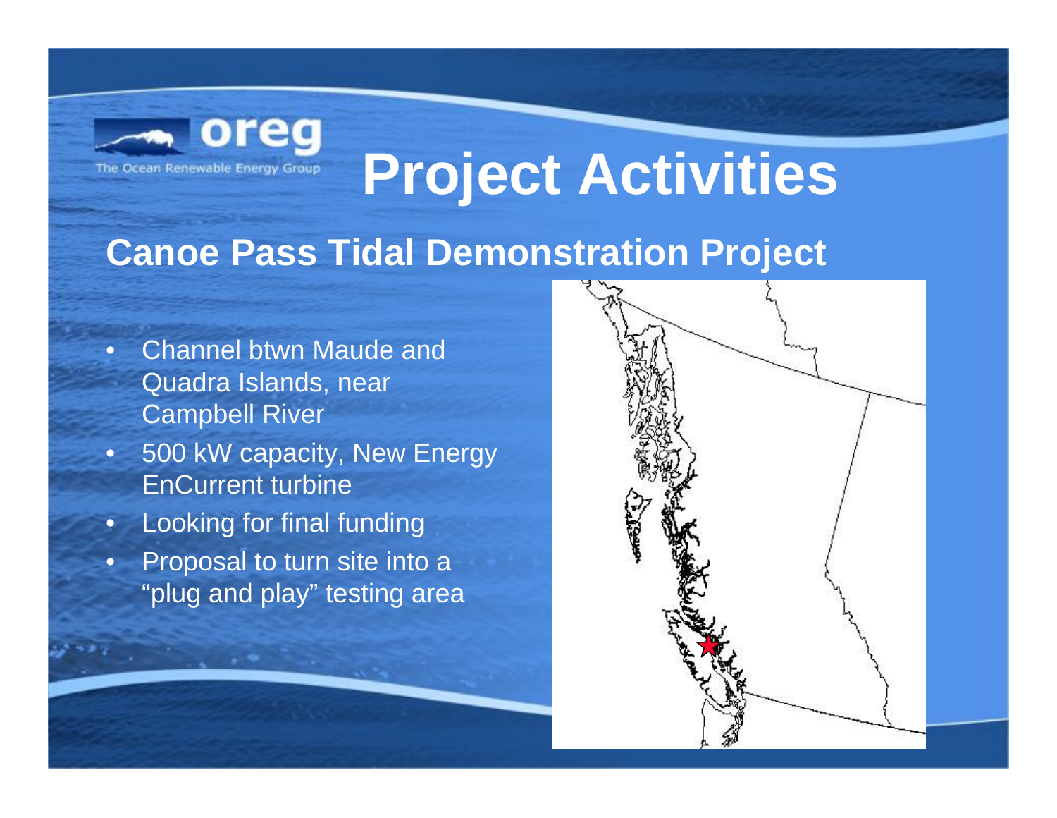# Project Activities

## Canoe Pass Tidal Demonstration Project

- Channel btwn Maude and Quadra Islands, near Campbell River
- 500 kW capacity, New Energy EnCurrent turbine
- Looking for final funding
- Proposal to turn site into a "plug and play" testing area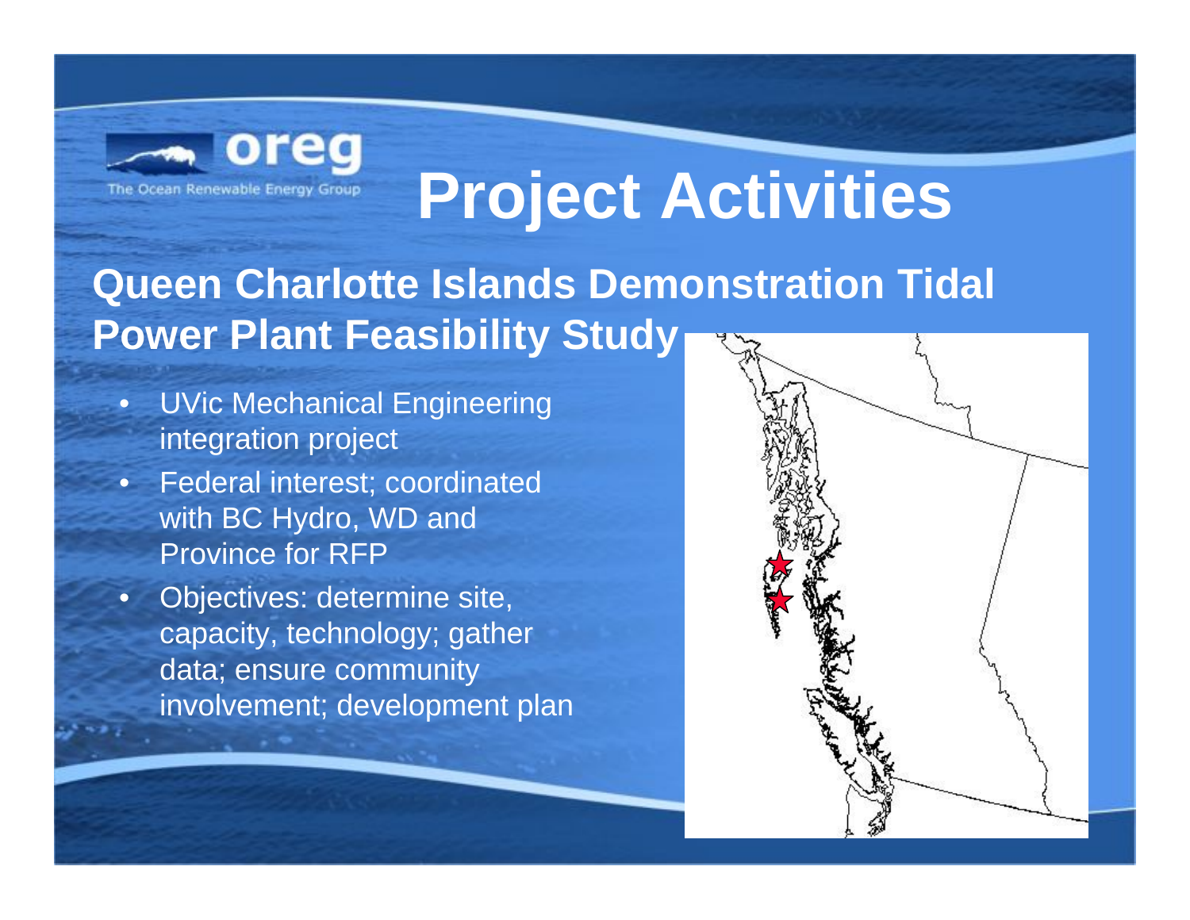# Project Activities

## Queen Charlotte Islands Demonstration Tidal Power Plant Feasibility Study

- UVic Mechanical Engineering integration project
- Federal interest; coordinated with BC Hydro, WD and Province for RFP
- Objectives: determine site, capacity, technology; gather data; ensure community involvement; development plan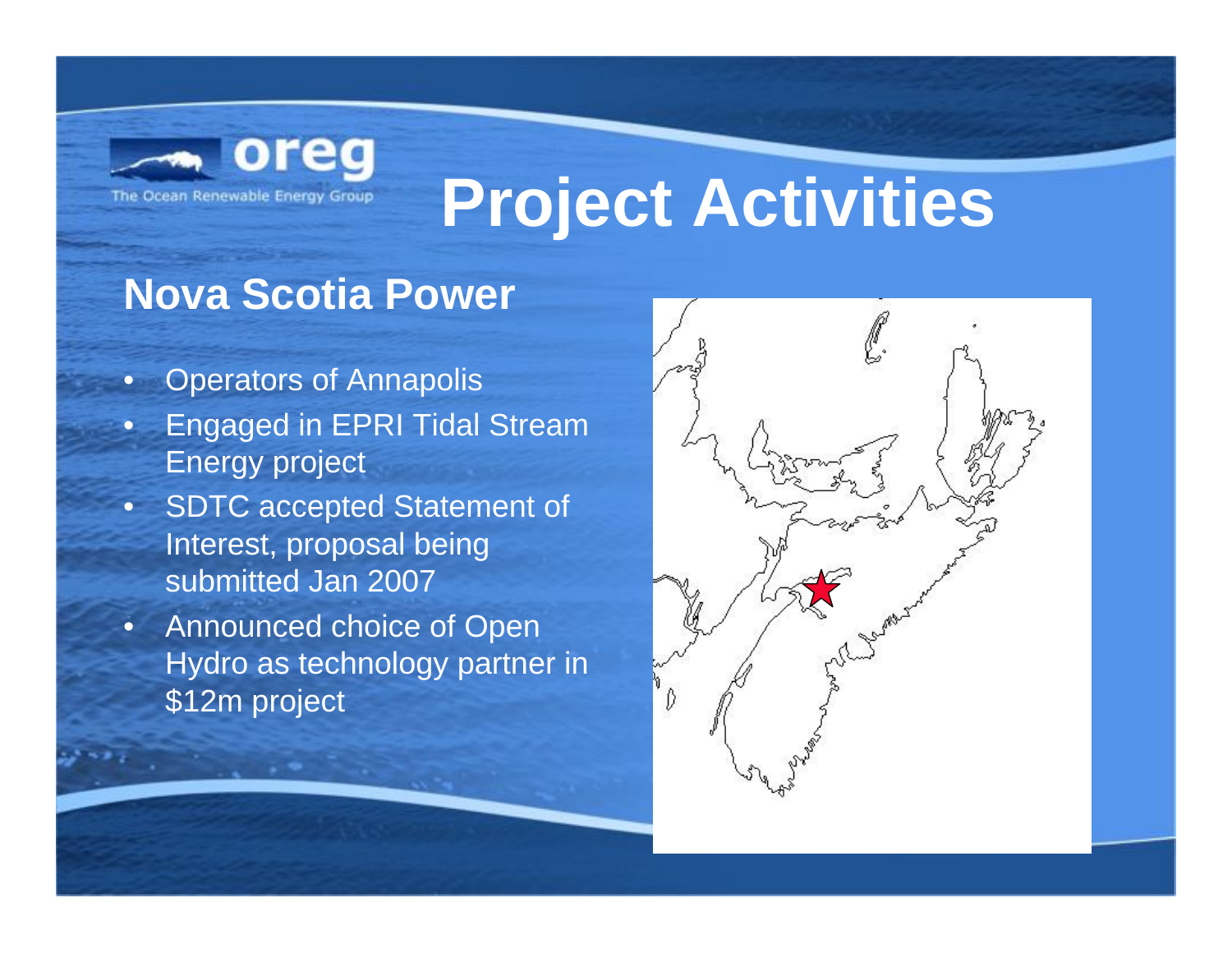# Project Activities

## Nova Scotia Power

- Operators of Annapolis
- Engaged in EPRI Tidal Stream Energy project
- SDTC accepted Statement of Interest, proposal being submitted Jan 2007
- Announced choice of Open Hydro as technology partner in $12m project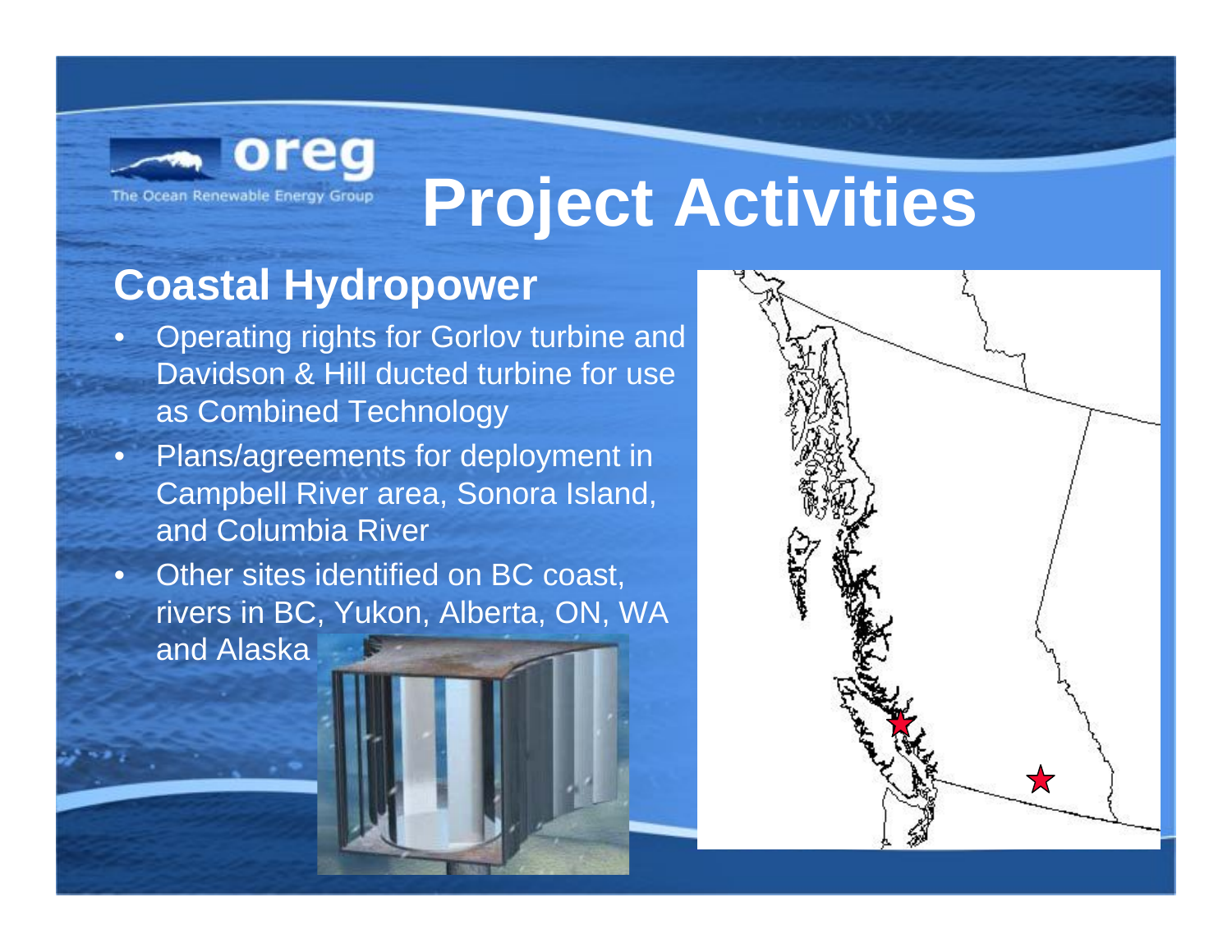# Project Activities

## Coastal Hydropower

- Operating rights for Gorlov turbine and Davidson & Hill ducted turbine for use as Combined Technology
- Plans/agreements for deployment in Campbell River area, Sonora Island, and Columbia River
- Other sites identified on BC coast, rivers in BC, Yukon, Alberta, ON, WA and Alaska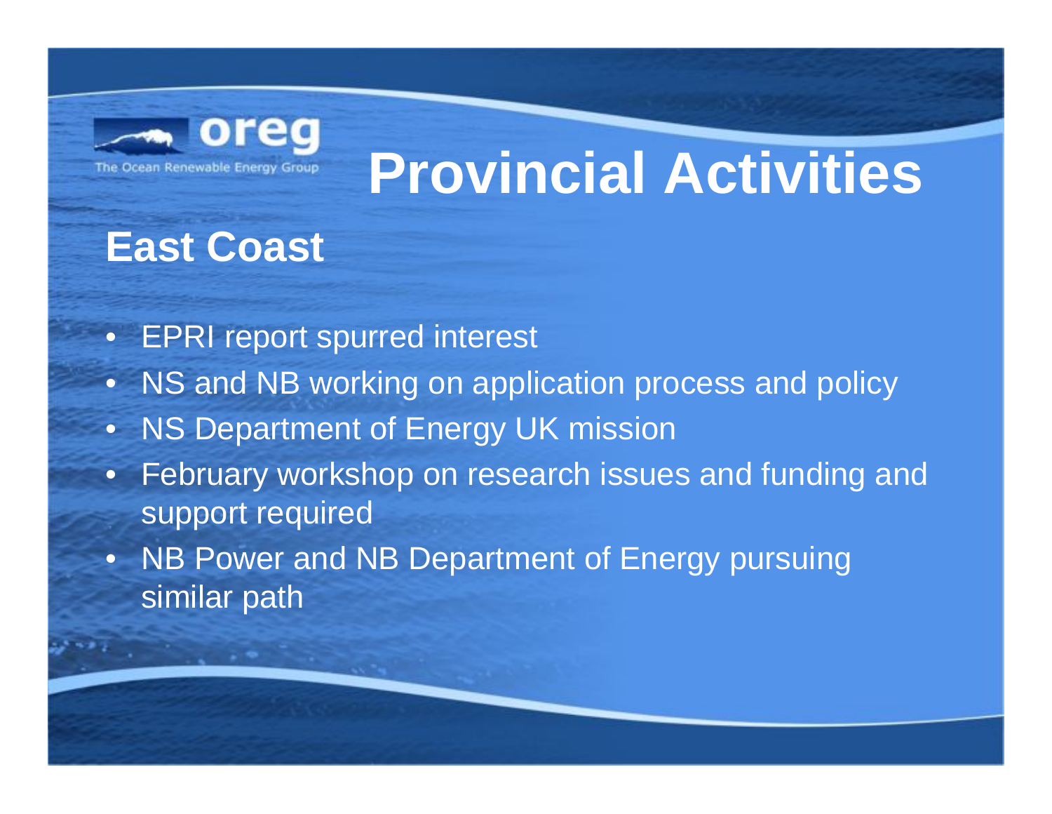# Provincial Activities

## East Coast

- EPRI report spurred interest
- NS and NB working on application process and policy
- NS Department of Energy UK mission
- February workshop on research issues and funding and support required
- NB Power and NB Department of Energy pursuing similar path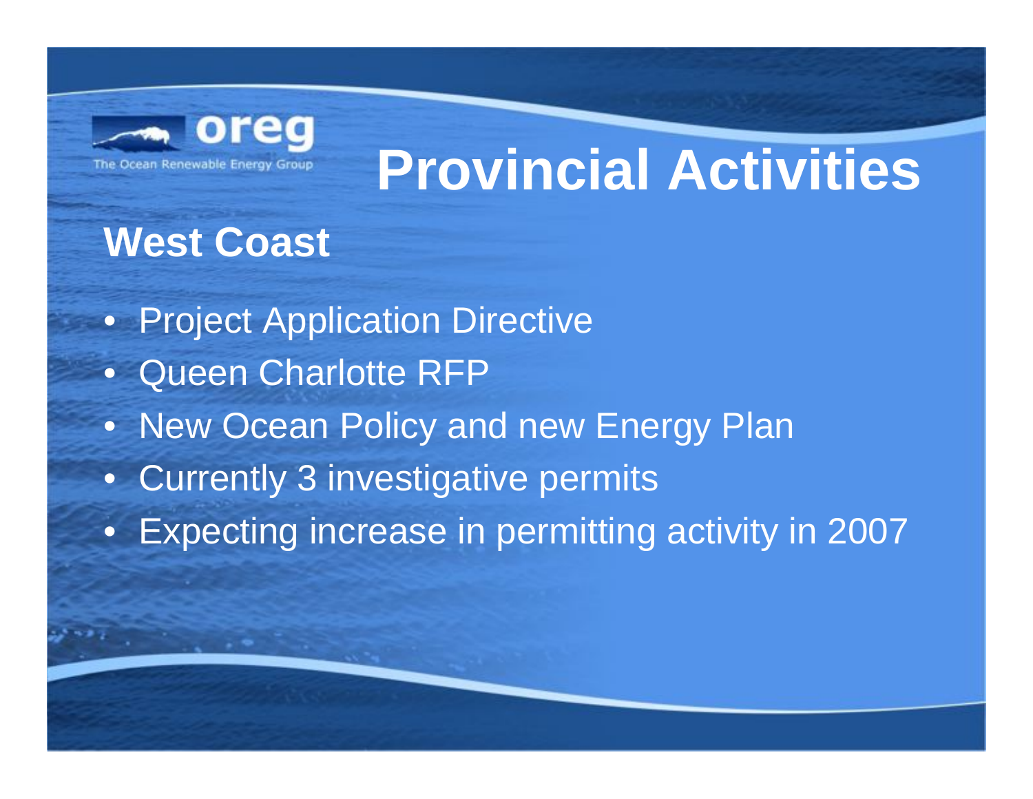oreg

The Ocean Renewable Energy Group

# Provincial Activities

## West Coast

- Project Application Directive
- Queen Charlotte RFP
- New Ocean Policy and new Energy Plan
- Currently 3 investigative permits
- Expecting increase in permitting activity in 2007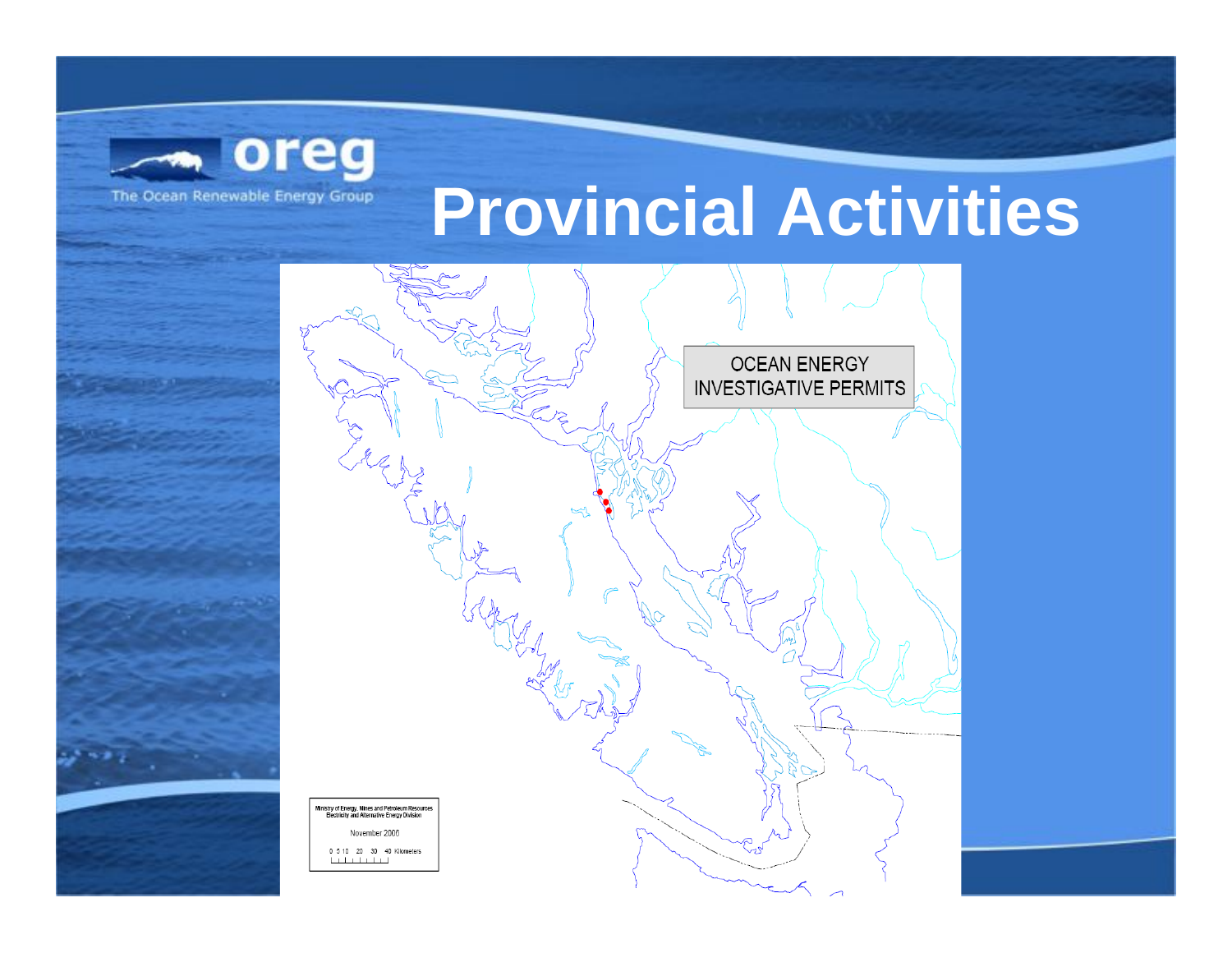# Provincial Activities

oreg
The Ocean Renewable Energy Group

OCEAN ENERGY INVESTIGATIVE PERMITS

Ministry of Energy, Mines and Petroleum Resources
Electricity and Alternative Energy Division

November 2006

0 5 10 20 30 40 Kilometers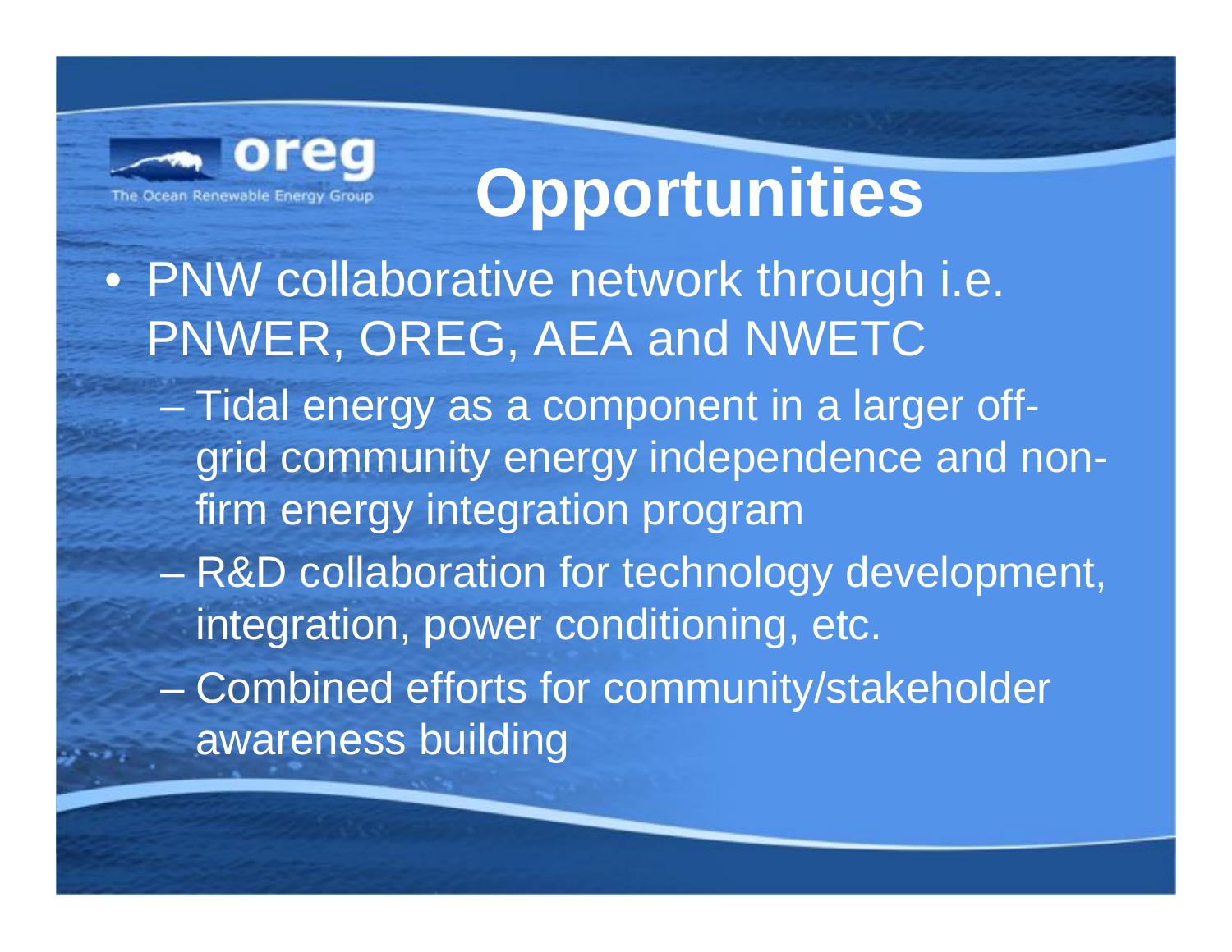oreg

The Ocean Renewable Energy Group

# Opportunities

- PNW collaborative network through i.e. PNWER, OREG, AEA and NWETC
  - Tidal energy as a component in a larger off-grid community energy independence and non-firm energy integration program
  - R&D collaboration for technology development, integration, power conditioning, etc.
  - Combined efforts for community/stakeholder awareness building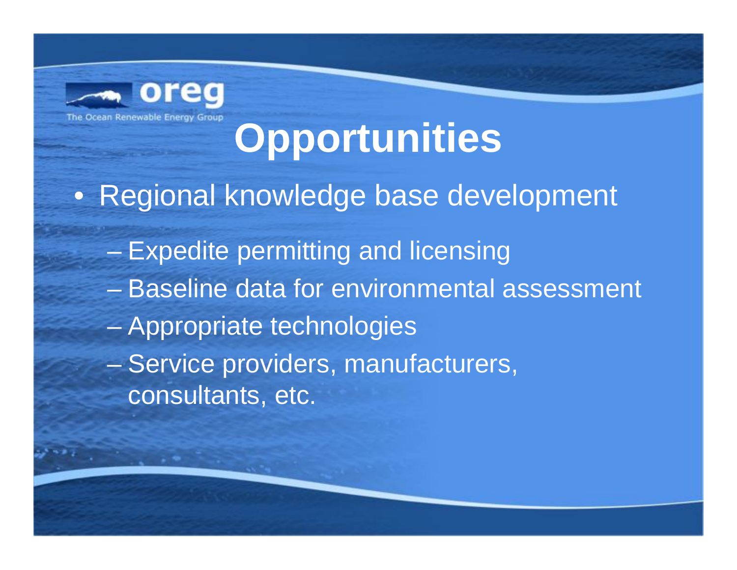# Opportunities

- Regional knowledge base development
  - Expedite permitting and licensing
  - Baseline data for environmental assessment
  - Appropriate technologies
  - Service providers, manufacturers, consultants, etc.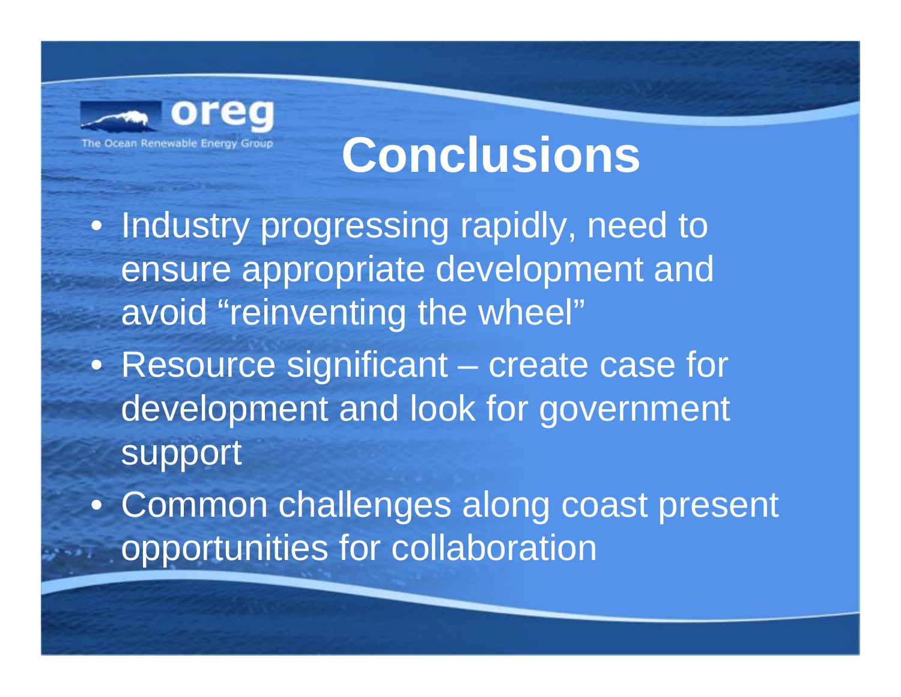oreg

The Ocean Renewable Energy Group

# Conclusions

- Industry progressing rapidly, need to ensure appropriate development and avoid “reinventing the wheel”
- Resource significant – create case for development and look for government support
- Common challenges along coast present opportunities for collaboration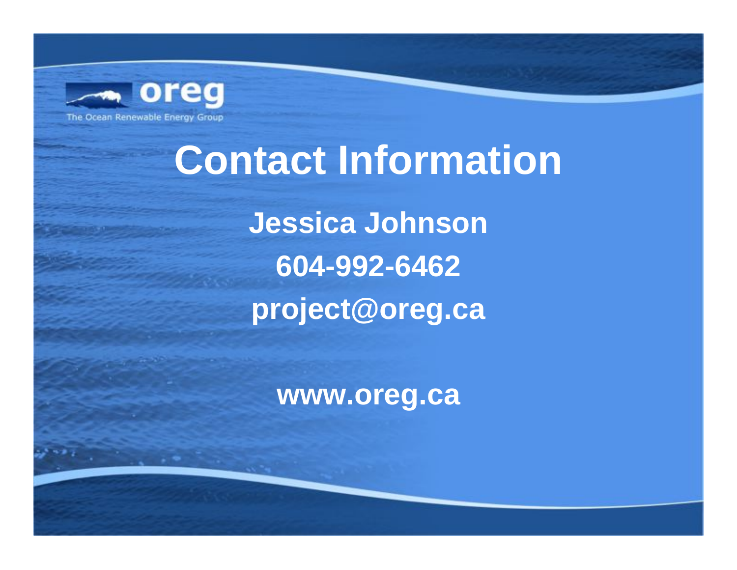oreg

The Ocean Renewable Energy Group

# Contact Information

**Jessica Johnson**

**604-992-6462**

**project@oreg.ca**

**www.oreg.ca**